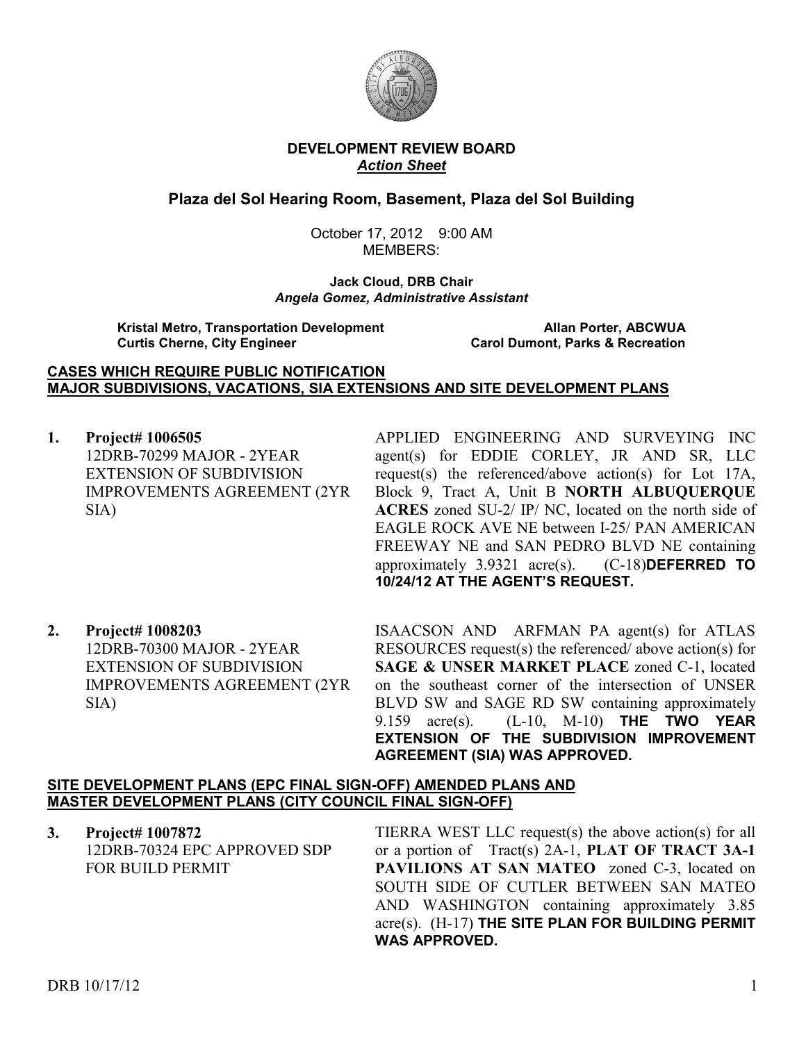**DEVELOPMENT REVIEW BOARD**
***Action Sheet***

## Plaza del Sol Hearing Room, Basement, Plaza del Sol Building

October 17, 2012 9:00 AM
MEMBERS:

**Jack Cloud, DRB Chair**
***Angela Gomez, Administrative Assistant***

**Kristal Metro, Transportation Development**
**Curtis Cherne, City Engineer**
**Allan Porter, ABCWUA**
**Carol Dumont, Parks & Recreation**

**CASES WHICH REQUIRE PUBLIC NOTIFICATION**
**MAJOR SUBDIVISIONS, VACATIONS, SIA EXTENSIONS AND SITE DEVELOPMENT PLANS**

1. **Project# 1006505**
12DRB-70299 MAJOR - 2YEAR EXTENSION OF SUBDIVISION IMPROVEMENTS AGREEMENT (2YR SIA)

APPLIED ENGINEERING AND SURVEYING INC agent(s) for EDDIE CORLEY, JR AND SR, LLC request(s) the referenced/above action(s) for Lot 17A, Block 9, Tract A, Unit B **NORTH ALBUQUERQUE ACRES** zoned SU-2/ IP/ NC, located on the north side of EAGLE ROCK AVE NE between I-25/ PAN AMERICAN FREEWAY NE and SAN PEDRO BLVD NE containing approximately 3.9321 acre(s). (C-18)**DEFERRED TO 10/24/12 AT THE AGENT'S REQUEST.**

2. **Project# 1008203**
12DRB-70300 MAJOR - 2YEAR EXTENSION OF SUBDIVISION IMPROVEMENTS AGREEMENT (2YR SIA)

ISAACSON AND ARFMAN PA agent(s) for ATLAS RESOURCES request(s) the referenced/ above action(s) for **SAGE & UNSER MARKET PLACE** zoned C-1, located on the southeast corner of the intersection of UNSER BLVD SW and SAGE RD SW containing approximately 9.159 acre(s). (L-10, M-10) **THE TWO YEAR EXTENSION OF THE SUBDIVISION IMPROVEMENT AGREEMENT (SIA) WAS APPROVED.**

**SITE DEVELOPMENT PLANS (EPC FINAL SIGN-OFF) AMENDED PLANS AND MASTER DEVELOPMENT PLANS (CITY COUNCIL FINAL SIGN-OFF)**

3. **Project# 1007872**
12DRB-70324 EPC APPROVED SDP FOR BUILD PERMIT

TIERRA WEST LLC request(s) the above action(s) for all or a portion of Tract(s) 2A-1, **PLAT OF TRACT 3A-1 PAVILIONS AT SAN MATEO** zoned C-3, located on SOUTH SIDE OF CUTLER BETWEEN SAN MATEO AND WASHINGTON containing approximately 3.85 acre(s). (H-17) **THE SITE PLAN FOR BUILDING PERMIT WAS APPROVED.**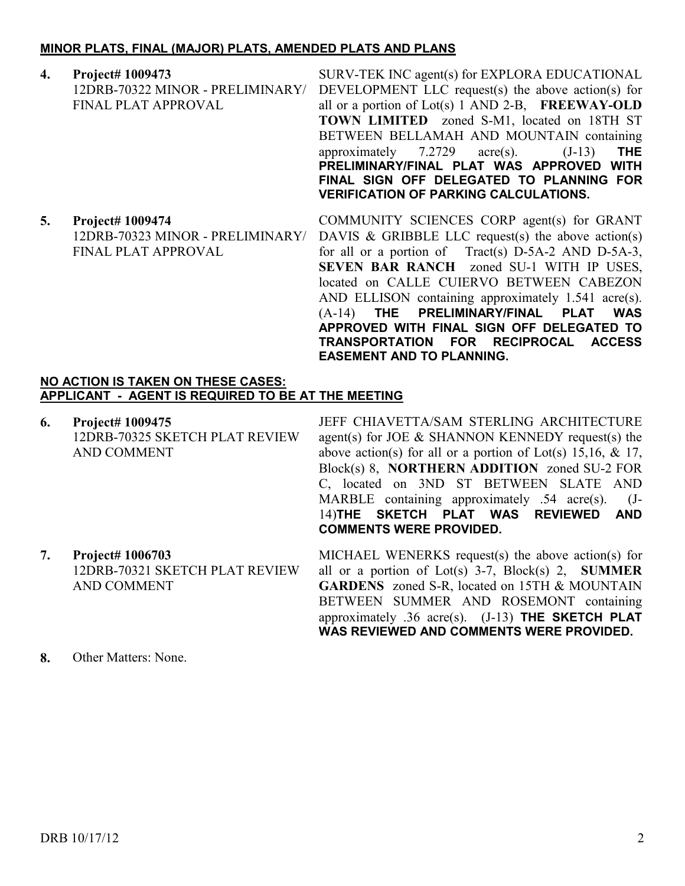**MINOR PLATS, FINAL (MAJOR) PLATS, AMENDED PLATS AND PLANS**

**4. Project# 1009473**
12DRB-70322 MINOR - PRELIMINARY/ FINAL PLAT APPROVAL

SURV-TEK INC agent(s) for EXPLORA EDUCATIONAL DEVELOPMENT LLC request(s) the above action(s) for all or a portion of Lot(s) 1 AND 2-B, **FREEWAY-OLD TOWN LIMITED** zoned S-M1, located on 18TH ST BETWEEN BELLAMAH AND MOUNTAIN containing approximately 7.2729 acre(s). (J-13) **THE PRELIMINARY/FINAL PLAT WAS APPROVED WITH FINAL SIGN OFF DELEGATED TO PLANNING FOR VERIFICATION OF PARKING CALCULATIONS.**

**5. Project# 1009474**
12DRB-70323 MINOR - PRELIMINARY/ FINAL PLAT APPROVAL

COMMUNITY SCIENCES CORP agent(s) for GRANT DAVIS & GRIBBLE LLC request(s) the above action(s) for all or a portion of Tract(s) D-5A-2 AND D-5A-3, **SEVEN BAR RANCH** zoned SU-1 WITH IP USES, located on CALLE CUIERVO BETWEEN CABEZON AND ELLISON containing approximately 1.541 acre(s). (A-14) **THE PRELIMINARY/FINAL PLAT WAS APPROVED WITH FINAL SIGN OFF DELEGATED TO TRANSPORTATION FOR RECIPROCAL ACCESS EASEMENT AND TO PLANNING.**

**NO ACTION IS TAKEN ON THESE CASES:**
**APPLICANT - AGENT IS REQUIRED TO BE AT THE MEETING**

**6. Project# 1009475**
12DRB-70325 SKETCH PLAT REVIEW AND COMMENT

JEFF CHIAVETTA/SAM STERLING ARCHITECTURE agent(s) for JOE & SHANNON KENNEDY request(s) the above action(s) for all or a portion of Lot(s) 15,16, & 17, Block(s) 8, **NORTHERN ADDITION** zoned SU-2 FOR C, located on 3ND ST BETWEEN SLATE AND MARBLE containing approximately .54 acre(s). (J-14)**THE SKETCH PLAT WAS REVIEWED AND COMMENTS WERE PROVIDED.**

**7. Project# 1006703**
12DRB-70321 SKETCH PLAT REVIEW AND COMMENT

MICHAEL WENERKS request(s) the above action(s) for all or a portion of Lot(s) 3-7, Block(s) 2, **SUMMER GARDENS** zoned S-R, located on 15TH & MOUNTAIN BETWEEN SUMMER AND ROSEMONT containing approximately .36 acre(s). (J-13) **THE SKETCH PLAT WAS REVIEWED AND COMMENTS WERE PROVIDED.**

**8.** Other Matters: None.